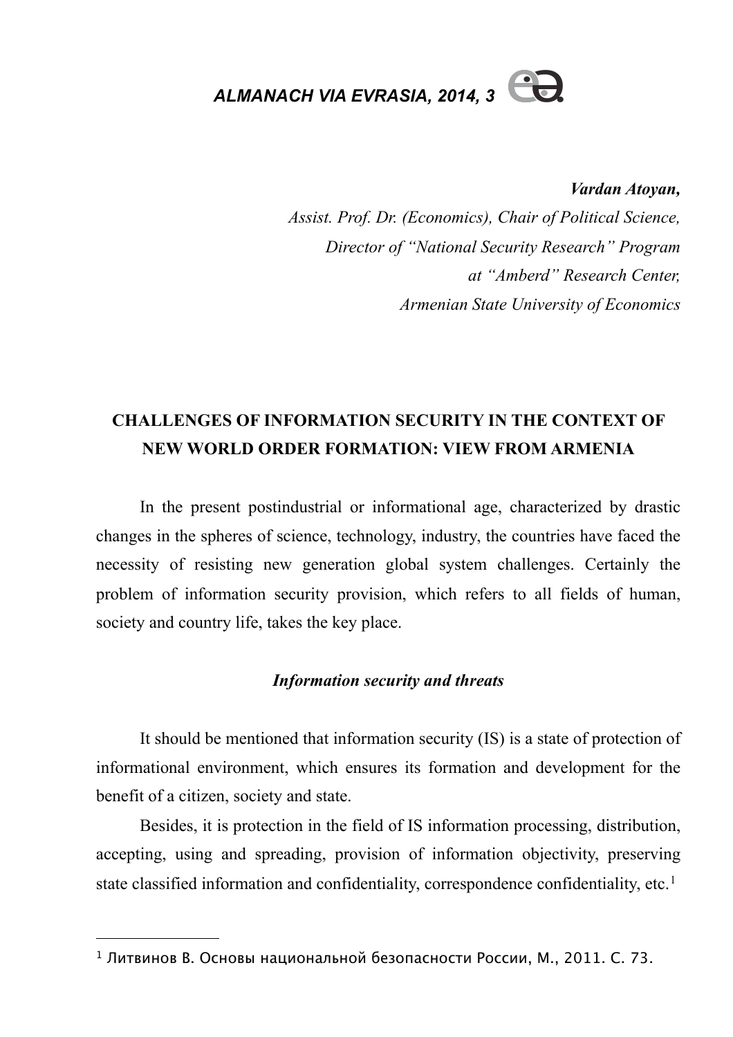***Vardan Atoyan,***

*Assist. Prof. Dr. (Economics), Chair of Political Science,*
*Director of "National Security Research" Program*
*at "Amberd" Research Center,*
*Armenian State University of Economics*

# CHALLENGES OF INFORMATION SECURITY IN THE CONTEXT OF NEW WORLD ORDER FORMATION: VIEW FROM ARMENIA

In the present postindustrial or informational age, characterized by drastic changes in the spheres of science, technology, industry, the countries have faced the necessity of resisting new generation global system challenges. Certainly the problem of information security provision, which refers to all fields of human, society and country life, takes the key place.

## *Information security and threats*

It should be mentioned that information security (IS) is a state of protection of informational environment, which ensures its formation and development for the benefit of a citizen, society and state.

Besides, it is protection in the field of IS information processing, distribution, accepting, using and spreading, provision of information objectivity, preserving state classified information and confidentiality, correspondence confidentiality, etc.[1]

---

[1] Литвинов В. Основы национальной безопасности России, М., 2011. С. 73.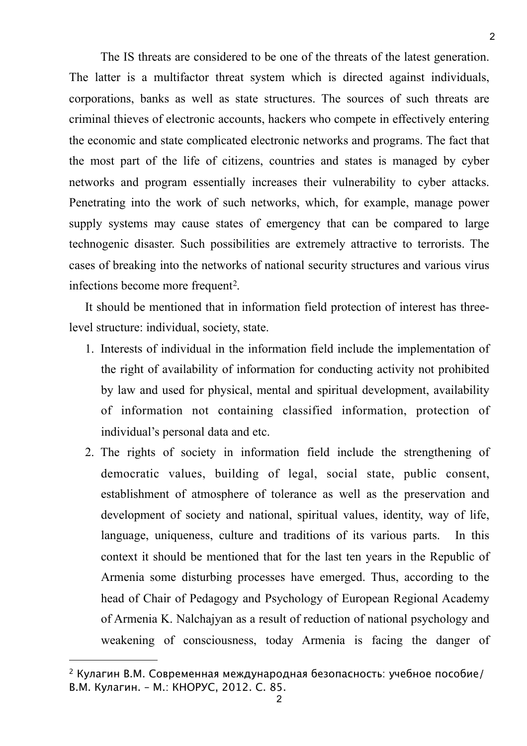The IS threats are considered to be one of the threats of the latest generation. The latter is a multifactor threat system which is directed against individuals, corporations, banks as well as state structures. The sources of such threats are criminal thieves of electronic accounts, hackers who compete in effectively entering the economic and state complicated electronic networks and programs. The fact that the most part of the life of citizens, countries and states is managed by cyber networks and program essentially increases their vulnerability to cyber attacks. Penetrating into the work of such networks, which, for example, manage power supply systems may cause states of emergency that can be compared to large technogenic disaster. Such possibilities are extremely attractive to terrorists. The cases of breaking into the networks of national security structures and various virus infections become more frequent[2].

It should be mentioned that in information field protection of interest has three-level structure: individual, society, state.

1. Interests of individual in the information field include the implementation of the right of availability of information for conducting activity not prohibited by law and used for physical, mental and spiritual development, availability of information not containing classified information, protection of individual's personal data and etc.
2. The rights of society in information field include the strengthening of democratic values, building of legal, social state, public consent, establishment of atmosphere of tolerance as well as the preservation and development of society and national, spiritual values, identity, way of life, language, uniqueness, culture and traditions of its various parts. In this context it should be mentioned that for the last ten years in the Republic of Armenia some disturbing processes have emerged. Thus, according to the head of Chair of Pedagogy and Psychology of European Regional Academy of Armenia K. Nalchajyan as a result of reduction of national psychology and weakening of consciousness, today Armenia is facing the danger of

---

[2] Кулагин В.М. Современная международная безопасность: учебное пособие/ В.М. Кулагин. – М.: КНОРУС, 2012. С. 85.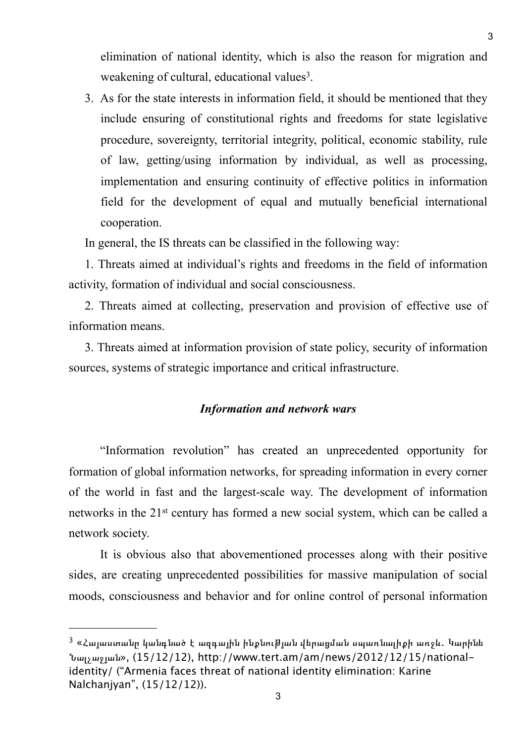elimination of national identity, which is also the reason for migration and weakening of cultural, educational values[3].

3. As for the state interests in information field, it should be mentioned that they include ensuring of constitutional rights and freedoms for state legislative procedure, sovereignty, territorial integrity, political, economic stability, rule of law, getting/using information by individual, as well as processing, implementation and ensuring continuity of effective politics in information field for the development of equal and mutually beneficial international cooperation.

In general, the IS threats can be classified in the following way:

1. Threats aimed at individual's rights and freedoms in the field of information activity, formation of individual and social consciousness.

2. Threats aimed at collecting, preservation and provision of effective use of information means.

3. Threats aimed at information provision of state policy, security of information sources, systems of strategic importance and critical infrastructure.

### ***Information and network wars***

"Information revolution" has created an unprecedented opportunity for formation of global information networks, for spreading information in every corner of the world in fast and the largest-scale way. The development of information networks in the 21st century has formed a new social system, which can be called a network society.

It is obvious also that abovementioned processes along with their positive sides, are creating unprecedented possibilities for massive manipulation of social moods, consciousness and behavior and for online control of personal information

[3] «Հայաստանը կանգնած է ազգային ինքնության վերացման սպառնալիքի առջև. Կարինե Նալչաջյան», (15/12/12), http://www.tert.am/am/news/2012/12/15/national-identity/ ("Armenia faces threat of national identity elimination: Karine Nalchanjyan", (15/12/12)).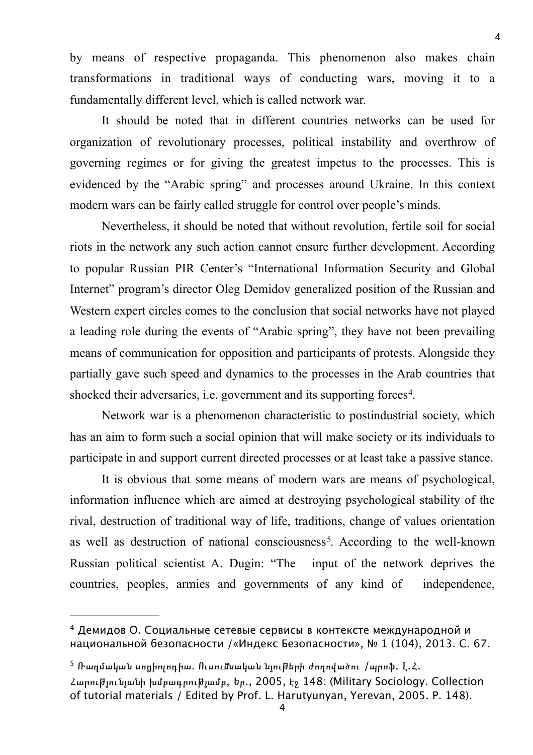by means of respective propaganda. This phenomenon also makes chain transformations in traditional ways of conducting wars, moving it to a fundamentally different level, which is called network war.

It should be noted that in different countries networks can be used for organization of revolutionary processes, political instability and overthrow of governing regimes or for giving the greatest impetus to the processes. This is evidenced by the “Arabic spring” and processes around Ukraine. In this context modern wars can be fairly called struggle for control over people’s minds.

Nevertheless, it should be noted that without revolution, fertile soil for social riots in the network any such action cannot ensure further development. According to popular Russian PIR Center’s “International Information Security and Global Internet” program’s director Oleg Demidov generalized position of the Russian and Western expert circles comes to the conclusion that social networks have not played a leading role during the events of “Arabic spring”, they have not been prevailing means of communication for opposition and participants of protests. Alongside they partially gave such speed and dynamics to the processes in the Arab countries that shocked their adversaries, i.e. government and its supporting forces[4].

Network war is a phenomenon characteristic to postindustrial society, which has an aim to form such a social opinion that will make society or its individuals to participate in and support current directed processes or at least take a passive stance.

It is obvious that some means of modern wars are means of psychological, information influence which are aimed at destroying psychological stability of the rival, destruction of traditional way of life, traditions, change of values orientation as well as destruction of national consciousness[5]. According to the well-known Russian political scientist A. Dugin: “The input of the network deprives the countries, peoples, armies and governments of any kind of independence,

---

[4] Демидов О. Социальные сетевые сервисы в контексте международной и национальной безопасности /«Индекс Безопасности», № 1 (104), 2013. С. 67.

[5] Ռազմական սոցիոլոգիա. Ուսումնական նյութերի ժողովածու /պրոֆ. Լ.Հ. Հարությունյանի խմբագրությամբ, Եր., 2005, էջ 148: (Military Sociology. Collection of tutorial materials / Edited by Prof. L. Harutyunyan, Yerevan, 2005. P. 148).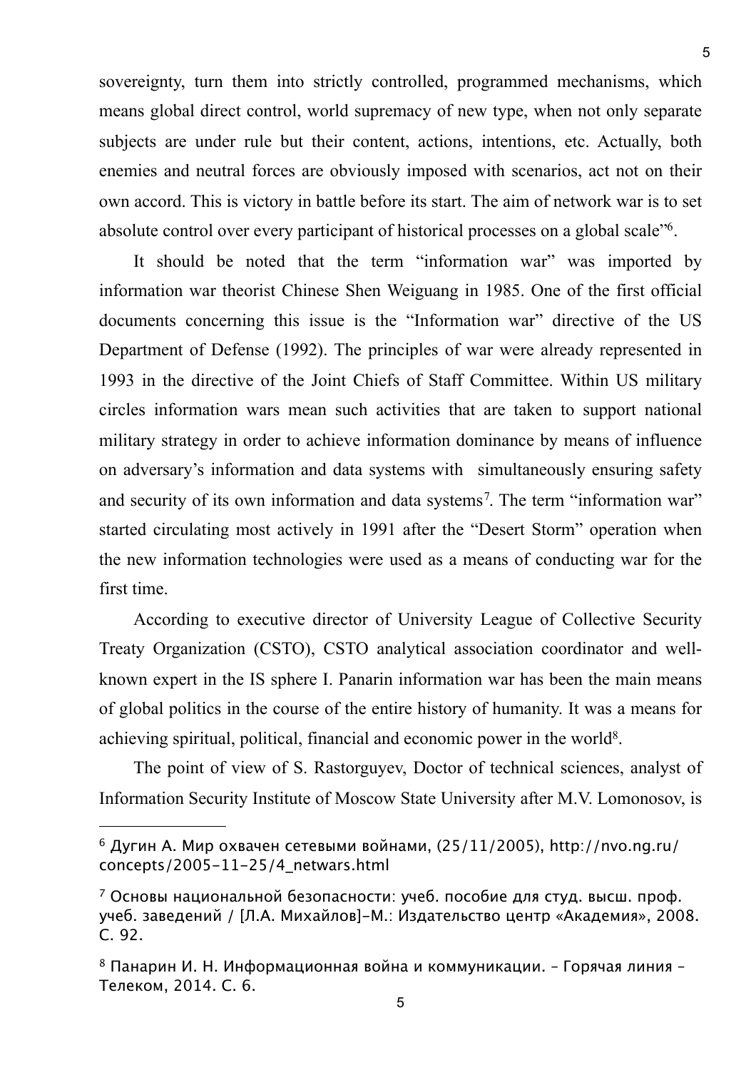sovereignty, turn them into strictly controlled, programmed mechanisms, which means global direct control, world supremacy of new type, when not only separate subjects are under rule but their content, actions, intentions, etc. Actually, both enemies and neutral forces are obviously imposed with scenarios, act not on their own accord. This is victory in battle before its start. The aim of network war is to set absolute control over every participant of historical processes on a global scale"[6].

It should be noted that the term "information war" was imported by information war theorist Chinese Shen Weiguang in 1985. One of the first official documents concerning this issue is the "Information war" directive of the US Department of Defense (1992). The principles of war were already represented in 1993 in the directive of the Joint Chiefs of Staff Committee. Within US military circles information wars mean such activities that are taken to support national military strategy in order to achieve information dominance by means of influence on adversary's information and data systems with simultaneously ensuring safety and security of its own information and data systems[7]. The term "information war" started circulating most actively in 1991 after the "Desert Storm" operation when the new information technologies were used as a means of conducting war for the first time.

According to executive director of University League of Collective Security Treaty Organization (CSTO), CSTO analytical association coordinator and well-known expert in the IS sphere I. Panarin information war has been the main means of global politics in the course of the entire history of humanity. It was a means for achieving spiritual, political, financial and economic power in the world[8].

The point of view of S. Rastorguyev, Doctor of technical sciences, analyst of Information Security Institute of Moscow State University after M.V. Lomonosov, is

---

[6] Дугин А. Мир охвачен сетевыми войнами, (25/11/2005), http://nvo.ng.ru/concepts/2005-11-25/4_netwars.html

[7] Основы национальной безопасности: учеб. пособие для студ. высш. проф. учеб. заведений / [Л.А. Михайлов]–М.: Издательство центр «Академия», 2008. С. 92.

[8] Панарин И. Н. Информационная война и коммуникации. – Горячая линия – Телеком, 2014. С. 6.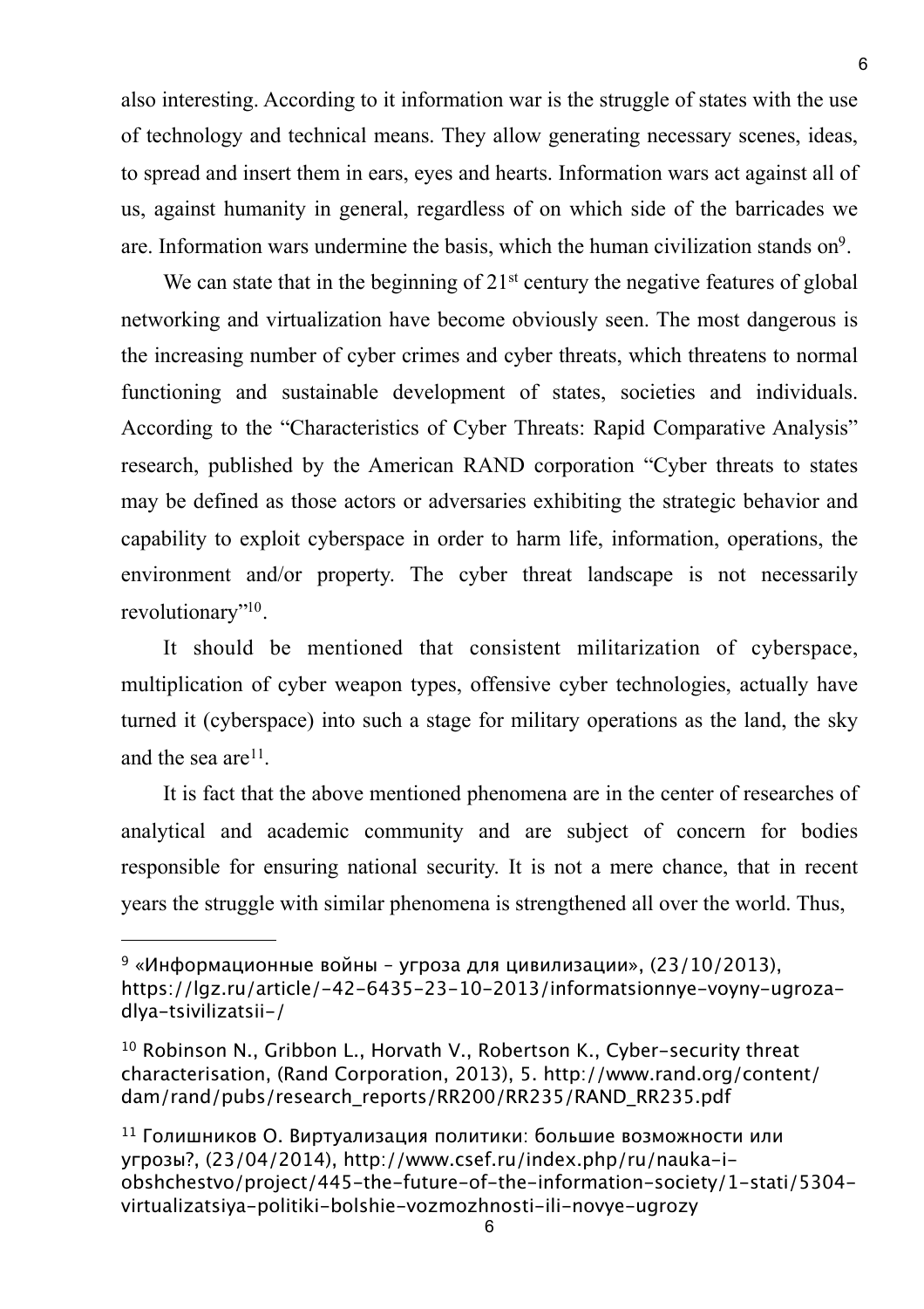also interesting. According to it information war is the struggle of states with the use of technology and technical means. They allow generating necessary scenes, ideas, to spread and insert them in ears, eyes and hearts. Information wars act against all of us, against humanity in general, regardless of on which side of the barricades we are. Information wars undermine the basis, which the human civilization stands on[9].

We can state that in the beginning of 21st century the negative features of global networking and virtualization have become obviously seen. The most dangerous is the increasing number of cyber crimes and cyber threats, which threatens to normal functioning and sustainable development of states, societies and individuals. According to the "Characteristics of Cyber Threats: Rapid Comparative Analysis" research, published by the American RAND corporation "Cyber threats to states may be defined as those actors or adversaries exhibiting the strategic behavior and capability to exploit cyberspace in order to harm life, information, operations, the environment and/or property. The cyber threat landscape is not necessarily revolutionary"[10].

It should be mentioned that consistent militarization of cyberspace, multiplication of cyber weapon types, offensive cyber technologies, actually have turned it (cyberspace) into such a stage for military operations as the land, the sky and the sea are[11].

It is fact that the above mentioned phenomena are in the center of researches of analytical and academic community and are subject of concern for bodies responsible for ensuring national security. It is not a mere chance, that in recent years the struggle with similar phenomena is strengthened all over the world. Thus,

---

[9] «Информационные войны - угроза для цивилизации», (23/10/2013), https://lgz.ru/article/-42-6435-23-10-2013/informatsionnye-voyny-ugroza-dlya-tsivilizatsii-/

[10] Robinson N., Gribbon L., Horvath V., Robertson K., Cyber-security threat characterisation, (Rand Corporation, 2013), 5. http://www.rand.org/content/dam/rand/pubs/research_reports/RR200/RR235/RAND_RR235.pdf

[11] Голишников О. Виртуализация политики: большие возможности или угрозы?, (23/04/2014), http://www.csef.ru/index.php/ru/nauka-i-obshchestvo/project/445-the-future-of-the-information-society/1-stati/5304-virtualizatsiya-politiki-bolshie-vozmozhnosti-ili-novye-ugrozy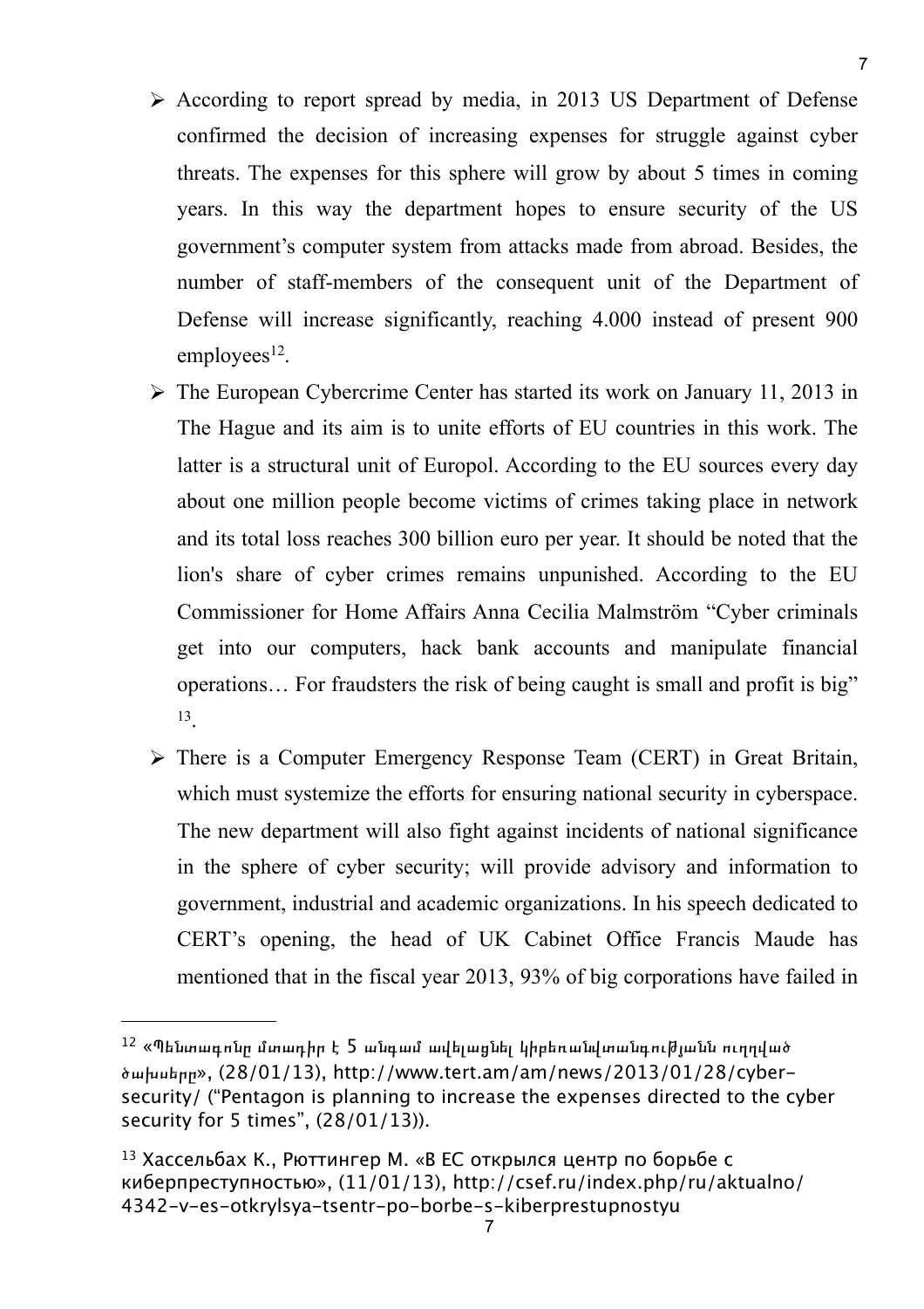- According to report spread by media, in 2013 US Department of Defense confirmed the decision of increasing expenses for struggle against cyber threats. The expenses for this sphere will grow by about 5 times in coming years. In this way the department hopes to ensure security of the US government's computer system from attacks made from abroad. Besides, the number of staff-members of the consequent unit of the Department of Defense will increase significantly, reaching 4.000 instead of present 900 employees[12].
- The European Cybercrime Center has started its work on January 11, 2013 in The Hague and its aim is to unite efforts of EU countries in this work. The latter is a structural unit of Europol. According to the EU sources every day about one million people become victims of crimes taking place in network and its total loss reaches 300 billion euro per year. It should be noted that the lion's share of cyber crimes remains unpunished. According to the EU Commissioner for Home Affairs Anna Cecilia Malmström "Cyber criminals get into our computers, hack bank accounts and manipulate financial operations… For fraudsters the risk of being caught is small and profit is big"[13].
- There is a Computer Emergency Response Team (CERT) in Great Britain, which must systemize the efforts for ensuring national security in cyberspace. The new department will also fight against incidents of national significance in the sphere of cyber security; will provide advisory and information to government, industrial and academic organizations. In his speech dedicated to CERT's opening, the head of UK Cabinet Office Francis Maude has mentioned that in the fiscal year 2013, 93% of big corporations have failed in

---

[12] «Պենտագոնը մտադիր է 5 անգամ ավելացնել կիբեռանվտանգության ուղղված ծախսերը», (28/01/13), http://www.tert.am/am/news/2013/01/28/cyber-security/ ("Pentagon is planning to increase the expenses directed to the cyber security for 5 times", (28/01/13)).

[13] Хассельбах К., Рюттингер М. «В ЕС открылся центр по борьбе с киберпреступностью», (11/01/13), http://csef.ru/index.php/ru/aktualno/4342-v-es-otkrylsya-tsentr-po-borbe-s-kiberprestupnostyu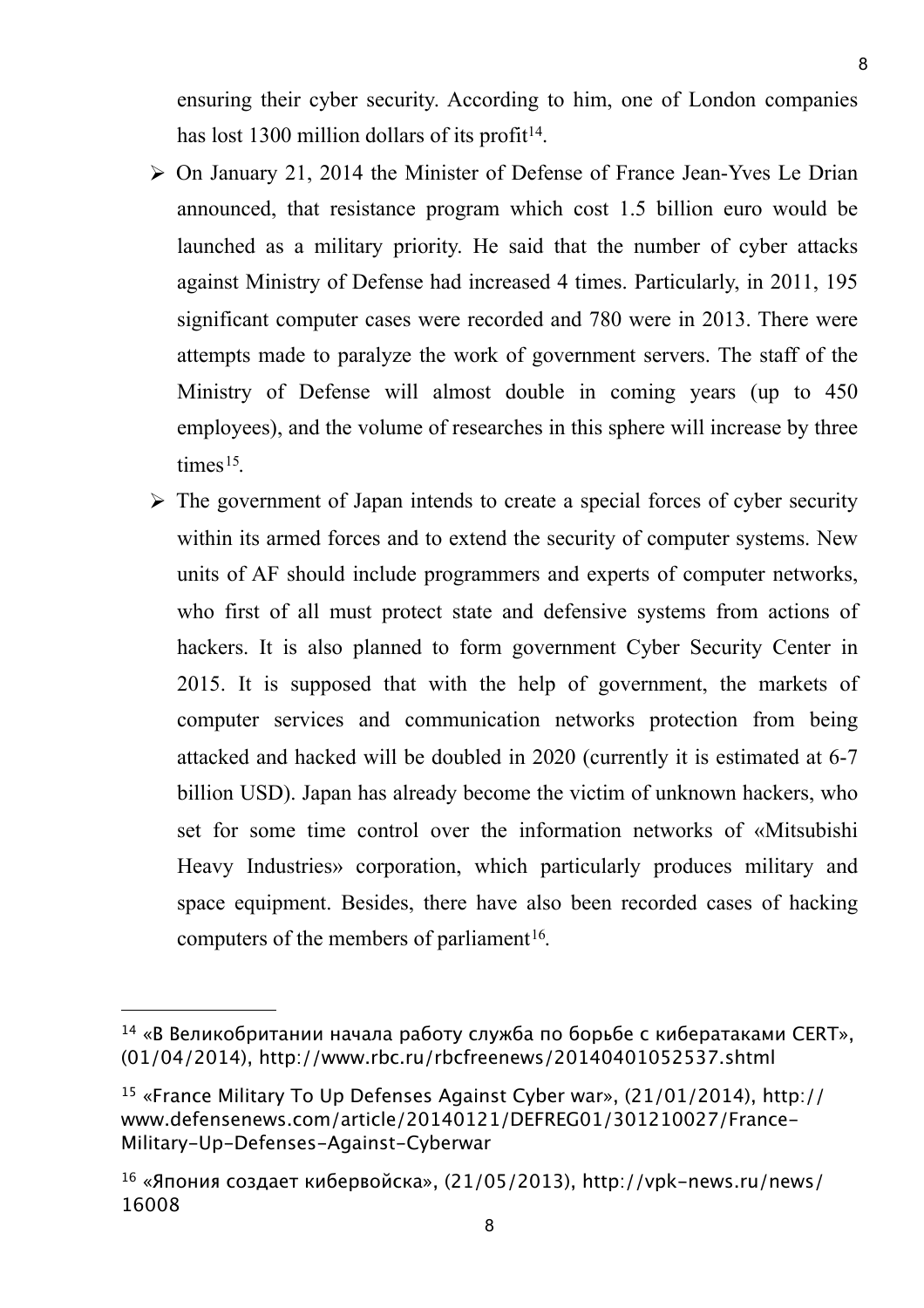ensuring their cyber security. According to him, one of London companies has lost 1300 million dollars of its profit[14].

- On January 21, 2014 the Minister of Defense of France Jean-Yves Le Drian announced, that resistance program which cost 1.5 billion euro would be launched as a military priority. He said that the number of cyber attacks against Ministry of Defense had increased 4 times. Particularly, in 2011, 195 significant computer cases were recorded and 780 were in 2013. There were attempts made to paralyze the work of government servers. The staff of the Ministry of Defense will almost double in coming years (up to 450 employees), and the volume of researches in this sphere will increase by three times[15].
- The government of Japan intends to create a special forces of cyber security within its armed forces and to extend the security of computer systems. New units of AF should include programmers and experts of computer networks, who first of all must protect state and defensive systems from actions of hackers. It is also planned to form government Cyber Security Center in 2015. It is supposed that with the help of government, the markets of computer services and communication networks protection from being attacked and hacked will be doubled in 2020 (currently it is estimated at 6-7 billion USD). Japan has already become the victim of unknown hackers, who set for some time control over the information networks of «Mitsubishi Heavy Industries» corporation, which particularly produces military and space equipment. Besides, there have also been recorded cases of hacking computers of the members of parliament[16].

---

[14] «В Великобритании начала работу служба по борьбе с кибератаками CERT», (01/04/2014), http://www.rbc.ru/rbcfreenews/20140401052537.shtml

[15] «France Military To Up Defenses Against Cyber war», (21/01/2014), http://www.defensenews.com/article/20140121/DEFREG01/301210027/France-Military-Up-Defenses-Against-Cyberwar

[16] «Япония создает кибервойска», (21/05/2013), http://vpk-news.ru/news/16008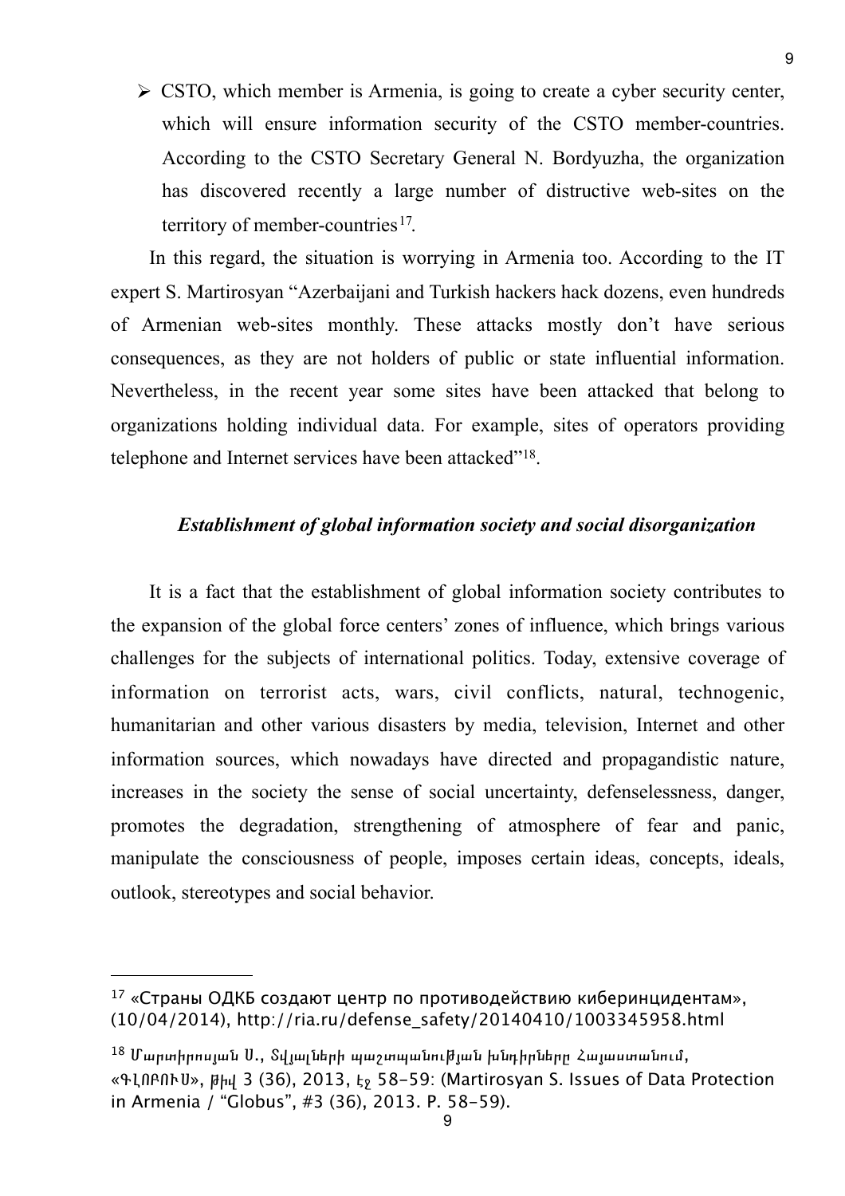- CSTO, which member is Armenia, is going to create a cyber security center, which will ensure information security of the CSTO member-countries. According to the CSTO Secretary General N. Bordyuzha, the organization has discovered recently a large number of distructive web-sites on the territory of member-countries[17].

In this regard, the situation is worrying in Armenia too. According to the IT expert S. Martirosyan “Azerbaijani and Turkish hackers hack dozens, even hundreds of Armenian web-sites monthly. These attacks mostly don’t have serious consequences, as they are not holders of public or state influential information. Nevertheless, in the recent year some sites have been attacked that belong to organizations holding individual data. For example, sites of operators providing telephone and Internet services have been attacked”[18].

### *Establishment of global information society and social disorganization*

It is a fact that the establishment of global information society contributes to the expansion of the global force centers’ zones of influence, which brings various challenges for the subjects of international politics. Today, extensive coverage of information on terrorist acts, wars, civil conflicts, natural, technogenic, humanitarian and other various disasters by media, television, Internet and other information sources, which nowadays have directed and propagandistic nature, increases in the society the sense of social uncertainty, defenselessness, danger, promotes the degradation, strengthening of atmosphere of fear and panic, manipulate the consciousness of people, imposes certain ideas, concepts, ideals, outlook, stereotypes and social behavior.

---

[17] «Страны ОДКБ создают центр по противодействию киберинцидентам», (10/04/2014), http://ria.ru/defense_safety/20140410/1003345958.html

[18] Մարտիրոսյան Ս., Տվյալների պաշտպանության խնդիրները Հայաստանում, «ԳԼՈԲՈՒՍ», թիվ 3 (36), 2013, էջ 58-59: (Martirosyan S. Issues of Data Protection in Armenia / “Globus”, #3 (36), 2013. P. 58-59).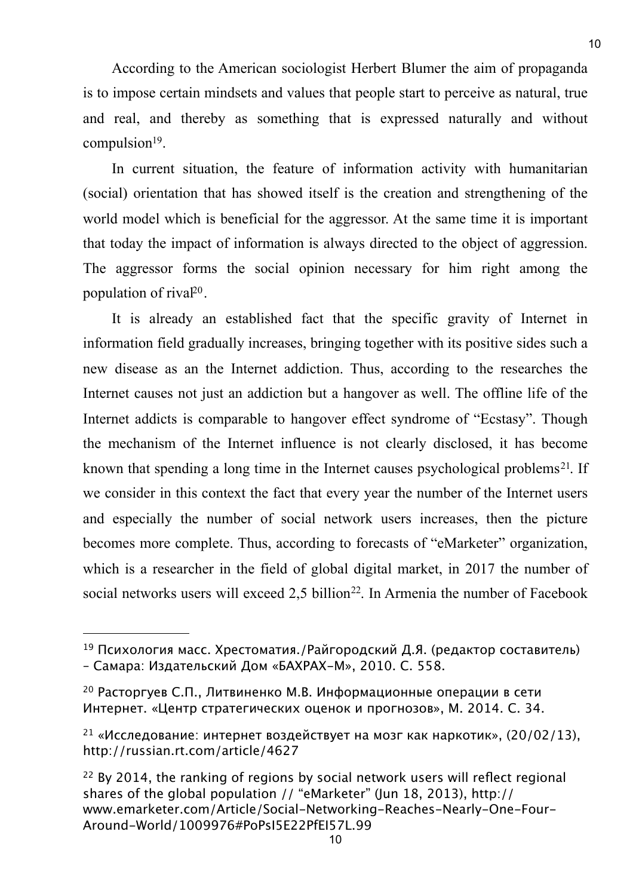According to the American sociologist Herbert Blumer the aim of propaganda is to impose certain mindsets and values that people start to perceive as natural, true and real, and thereby as something that is expressed naturally and without compulsion[19].

In current situation, the feature of information activity with humanitarian (social) orientation that has showed itself is the creation and strengthening of the world model which is beneficial for the aggressor. At the same time it is important that today the impact of information is always directed to the object of aggression. The aggressor forms the social opinion necessary for him right among the population of rival[20].

It is already an established fact that the specific gravity of Internet in information field gradually increases, bringing together with its positive sides such a new disease as an the Internet addiction. Thus, according to the researches the Internet causes not just an addiction but a hangover as well. The offline life of the Internet addicts is comparable to hangover effect syndrome of "Ecstasy". Though the mechanism of the Internet influence is not clearly disclosed, it has become known that spending a long time in the Internet causes psychological problems[21]. If we consider in this context the fact that every year the number of the Internet users and especially the number of social network users increases, then the picture becomes more complete. Thus, according to forecasts of "eMarketer" organization, which is a researcher in the field of global digital market, in 2017 the number of social networks users will exceed 2,5 billion[22]. In Armenia the number of Facebook

---

[19] Психология масс. Хрестоматия./Райгородский Д.Я. (редактор составитель) – Самара: Издательский Дом «БАХРАХ-М», 2010. С. 558.

[20] Расторгуев С.П., Литвиненко М.В. Информационные операции в сети Интернет. «Центр стратегических оценок и прогнозов», М. 2014. С. 34.

[21] «Исследование: интернет воздействует на мозг как наркотик», (20/02/13), http://russian.rt.com/article/4627

[22] By 2014, the ranking of regions by social network users will reflect regional shares of the global population // "eMarketer" (Jun 18, 2013), http://www.emarketer.com/Article/Social-Networking-Reaches-Nearly-One-Four-Around-World/1009976#PoPsI5E22PfEI57L.99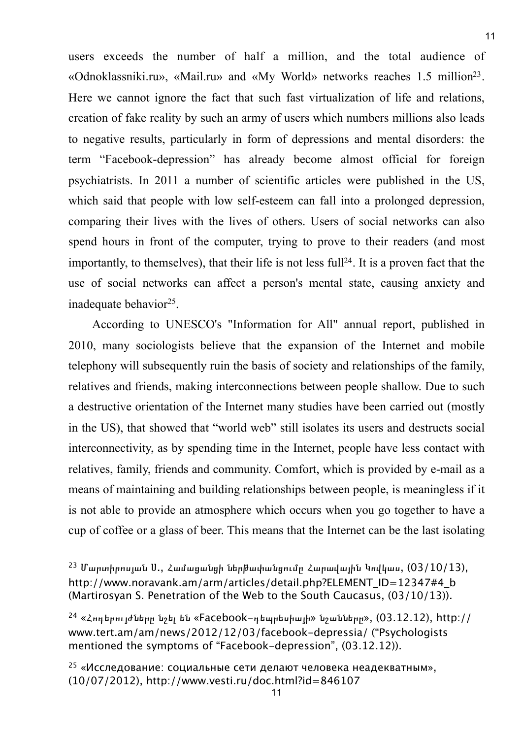users exceeds the number of half a million, and the total audience of «Odnoklassniki.ru», «Mail.ru» and «My World» networks reaches 1.5 million[23]. Here we cannot ignore the fact that such fast virtualization of life and relations, creation of fake reality by such an army of users which numbers millions also leads to negative results, particularly in form of depressions and mental disorders: the term "Facebook-depression" has already become almost official for foreign psychiatrists. In 2011 a number of scientific articles were published in the US, which said that people with low self-esteem can fall into a prolonged depression, comparing their lives with the lives of others. Users of social networks can also spend hours in front of the computer, trying to prove to their readers (and most importantly, to themselves), that their life is not less full[24]. It is a proven fact that the use of social networks can affect a person's mental state, causing anxiety and inadequate behavior[25].

According to UNESCO's "Information for All" annual report, published in 2010, many sociologists believe that the expansion of the Internet and mobile telephony will subsequently ruin the basis of society and relationships of the family, relatives and friends, making interconnections between people shallow. Due to such a destructive orientation of the Internet many studies have been carried out (mostly in the US), that showed that "world web" still isolates its users and destructs social interconnectivity, as by spending time in the Internet, people have less contact with relatives, family, friends and community. Comfort, which is provided by e-mail as a means of maintaining and building relationships between people, is meaningless if it is not able to provide an atmosphere which occurs when you go together to have a cup of coffee or a glass of beer. This means that the Internet can be the last isolating

---

[23] Մարտիրոսյան Ս., Համացանցի ներթափանցումը Հարավային Կովկաս, (03/10/13), http://www.noravank.am/arm/articles/detail.php?ELEMENT_ID=12347#4_b (Martirosyan S. Penetration of the Web to the South Caucasus, (03/10/13)).

[24] «Հոգեբույժները նշել են «Facebook-դեպրեսիայի» նշանները», (03.12.12), http://www.tert.am/am/news/2012/12/03/facebook-depressia/ ("Psychologists mentioned the symptoms of "Facebook-depression", (03.12.12)).

[25] «Исследование: социальные сети делают человека неадекватным», (10/07/2012), http://www.vesti.ru/doc.html?id=846107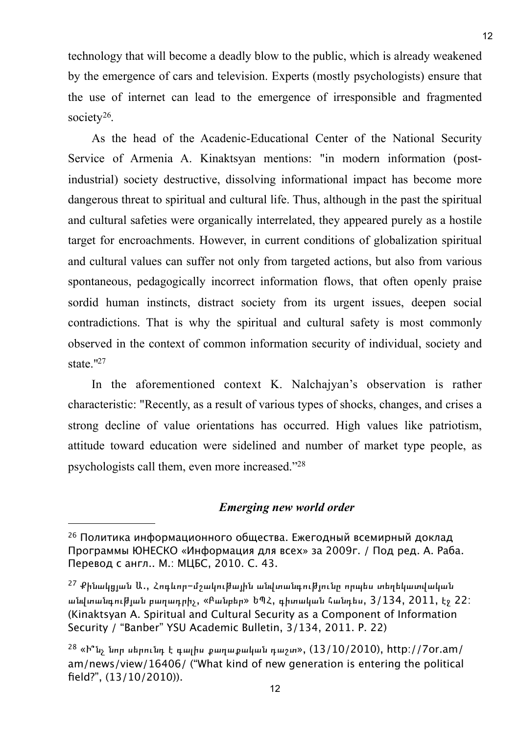technology that will become a deadly blow to the public, which is already weakened by the emergence of cars and television. Experts (mostly psychologists) ensure that the use of internet can lead to the emergence of irresponsible and fragmented society[26].

As the head of the Acadenic-Educational Center of the National Security Service of Armenia A. Kinaktsyan mentions: "in modern information (post-industrial) society destructive, dissolving informational impact has become more dangerous threat to spiritual and cultural life. Thus, although in the past the spiritual and cultural safeties were organically interrelated, they appeared purely as a hostile target for encroachments. However, in current conditions of globalization spiritual and cultural values can suffer not only from targeted actions, but also from various spontaneous, pedagogically incorrect information flows, that often openly praise sordid human instincts, distract society from its urgent issues, deepen social contradictions. That is why the spiritual and cultural safety is most commonly observed in the context of common information security of individual, society and state."[27]

In the aforementioned context K. Nalchajyan's observation is rather characteristic: "Recently, as a result of various types of shocks, changes, and crises a strong decline of value orientations has occurred. High values like patriotism, attitude toward education were sidelined and number of market type people, as psychologists call them, even more increased."[28]

### *Emerging new world order*

---

[26] Политика информационного общества. Ежегодный всемирный доклад Программы ЮНЕСКО «Информация для всех» за 2009г. / Под ред. А. Раба. Перевод с англ.. М.: МЦБС, 2010. С. 43.

[27] Քինակցյան Ա., Հոգևոր-մշակութային անվտանգությունը որպես տեղեկատվական անվտանգության բաղադրիչ, «Բանբեր» ԵՊՀ, գիտական հանդես, 3/134, 2011, էջ 22: (Kinaktsyan A. Spiritual and Cultural Security as a Component of Information Security / "Banber" YSU Academic Bulletin, 3/134, 2011. P. 22)

[28] «Ի՞նչ նոր սերունդ է գալիս քաղաքական դաշտ», (13/10/2010), http://7or.am/am/news/view/16406/ ("What kind of new generation is entering the political field?", (13/10/2010)).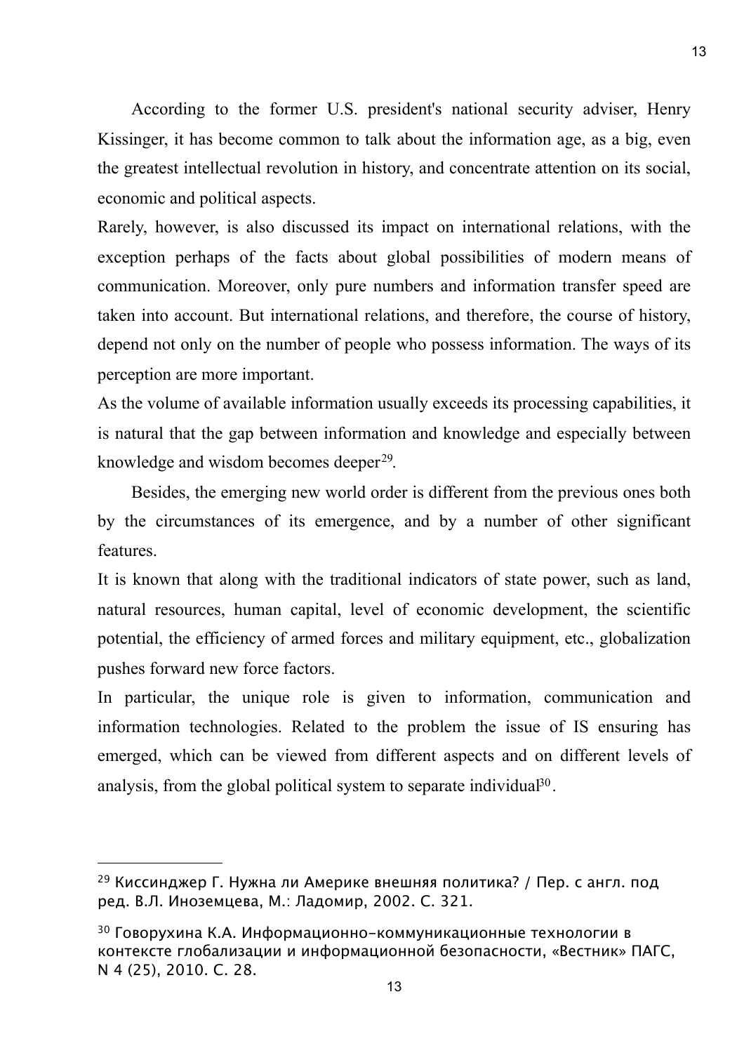According to the former U.S. president's national security adviser, Henry Kissinger, it has become common to talk about the information age, as a big, even the greatest intellectual revolution in history, and concentrate attention on its social, economic and political aspects.

Rarely, however, is also discussed its impact on international relations, with the exception perhaps of the facts about global possibilities of modern means of communication. Moreover, only pure numbers and information transfer speed are taken into account. But international relations, and therefore, the course of history, depend not only on the number of people who possess information. The ways of its perception are more important.

As the volume of available information usually exceeds its processing capabilities, it is natural that the gap between information and knowledge and especially between knowledge and wisdom becomes deeper[29].

Besides, the emerging new world order is different from the previous ones both by the circumstances of its emergence, and by a number of other significant features.

It is known that along with the traditional indicators of state power, such as land, natural resources, human capital, level of economic development, the scientific potential, the efficiency of armed forces and military equipment, etc., globalization pushes forward new force factors.

In particular, the unique role is given to information, communication and information technologies. Related to the problem the issue of IS ensuring has emerged, which can be viewed from different aspects and on different levels of analysis, from the global political system to separate individual[30].

---

[29] Киссинджер Г. Нужна ли Америке внешняя политика? / Пер. с англ. под ред. В.Л. Иноземцева, М.: Ладомир, 2002. С. 321.

[30] Говорухина К.А. Информационно-коммуникационные технологии в контексте глобализации и информационной безопасности, «Вестник» ПАГС, N 4 (25), 2010. С. 28.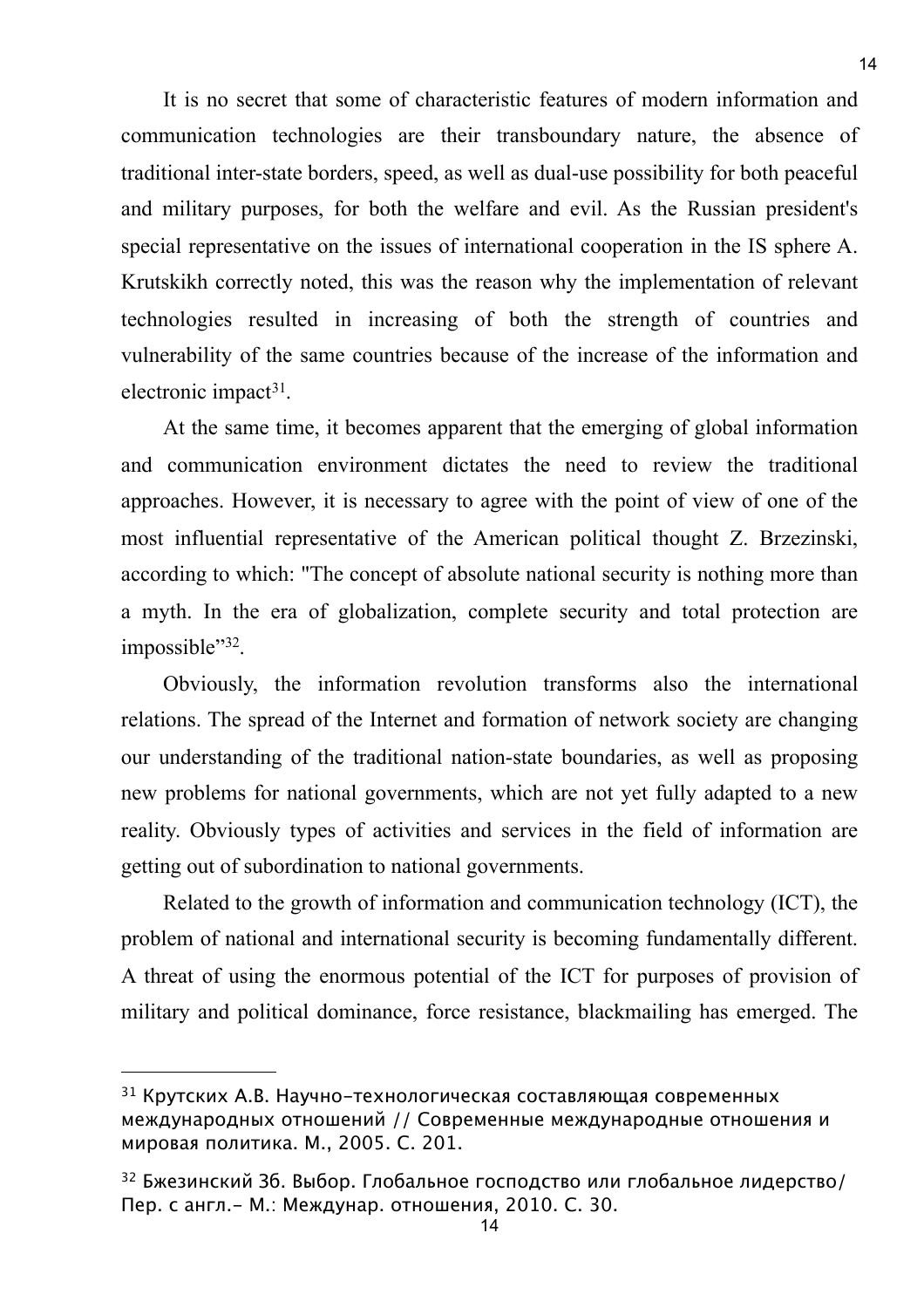It is no secret that some of characteristic features of modern information and communication technologies are their transboundary nature, the absence of traditional inter-state borders, speed, as well as dual-use possibility for both peaceful and military purposes, for both the welfare and evil. As the Russian president's special representative on the issues of international cooperation in the IS sphere A. Krutskikh correctly noted, this was the reason why the implementation of relevant technologies resulted in increasing of both the strength of countries and vulnerability of the same countries because of the increase of the information and electronic impact[31].

At the same time, it becomes apparent that the emerging of global information and communication environment dictates the need to review the traditional approaches. However, it is necessary to agree with the point of view of one of the most influential representative of the American political thought Z. Brzezinski, according to which: "The concept of absolute national security is nothing more than a myth. In the era of globalization, complete security and total protection are impossible"[32].

Obviously, the information revolution transforms also the international relations. The spread of the Internet and formation of network society are changing our understanding of the traditional nation-state boundaries, as well as proposing new problems for national governments, which are not yet fully adapted to a new reality. Obviously types of activities and services in the field of information are getting out of subordination to national governments.

Related to the growth of information and communication technology (ICT), the problem of national and international security is becoming fundamentally different. A threat of using the enormous potential of the ICT for purposes of provision of military and political dominance, force resistance, blackmailing has emerged. The

---

[31] Крутских А.В. Научно-технологическая составляющая современных международных отношений // Современные международные отношения и мировая политика. М., 2005. С. 201.

[32] Бжезинский Зб. Выбор. Глобальное господство или глобальное лидерство/ Пер. с англ.- М.: Междунар. отношения, 2010. С. 30.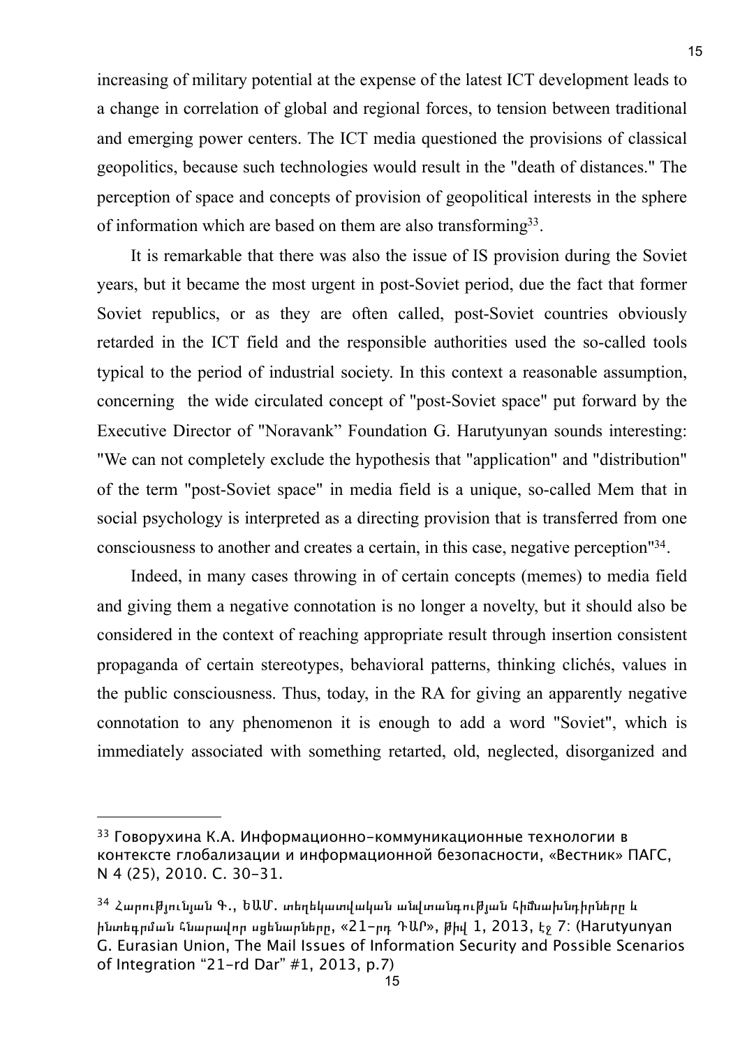increasing of military potential at the expense of the latest ICT development leads to a change in correlation of global and regional forces, to tension between traditional and emerging power centers. The ICT media questioned the provisions of classical geopolitics, because such technologies would result in the "death of distances." The perception of space and concepts of provision of geopolitical interests in the sphere of information which are based on them are also transforming[33].

It is remarkable that there was also the issue of IS provision during the Soviet years, but it became the most urgent in post-Soviet period, due the fact that former Soviet republics, or as they are often called, post-Soviet countries obviously retarded in the ICT field and the responsible authorities used the so-called tools typical to the period of industrial society. In this context a reasonable assumption, concerning the wide circulated concept of "post-Soviet space" put forward by the Executive Director of "Noravank" Foundation G. Harutyunyan sounds interesting: "We can not completely exclude the hypothesis that "application" and "distribution" of the term "post-Soviet space" in media field is a unique, so-called Mem that in social psychology is interpreted as a directing provision that is transferred from one consciousness to another and creates a certain, in this case, negative perception"[34].

Indeed, in many cases throwing in of certain concepts (memes) to media field and giving them a negative connotation is no longer a novelty, but it should also be considered in the context of reaching appropriate result through insertion consistent propaganda of certain stereotypes, behavioral patterns, thinking clichés, values in the public consciousness. Thus, today, in the RA for giving an apparently negative connotation to any phenomenon it is enough to add a word "Soviet", which is immediately associated with something retarted, old, neglected, disorganized and

---

[33] Говорухина К.А. Информационно-коммуникационные технологии в контексте глобализации и информационной безопасности, «Вестник» ПАГС, N 4 (25), 2010. С. 30-31.

[34] Հարությունյան Գ., ԵԱՄ. տեղեկատվական անվտանգության հիմնախնդիրները և ինտեգրման հնարավոր սցենարները, «21-րդ ԴԱՐ», թիվ 1, 2013, էջ 7: (Harutyunyan G. Eurasian Union, The Mail Issues of Information Security and Possible Scenarios of Integration "21-rd Dar" #1, 2013, p.7)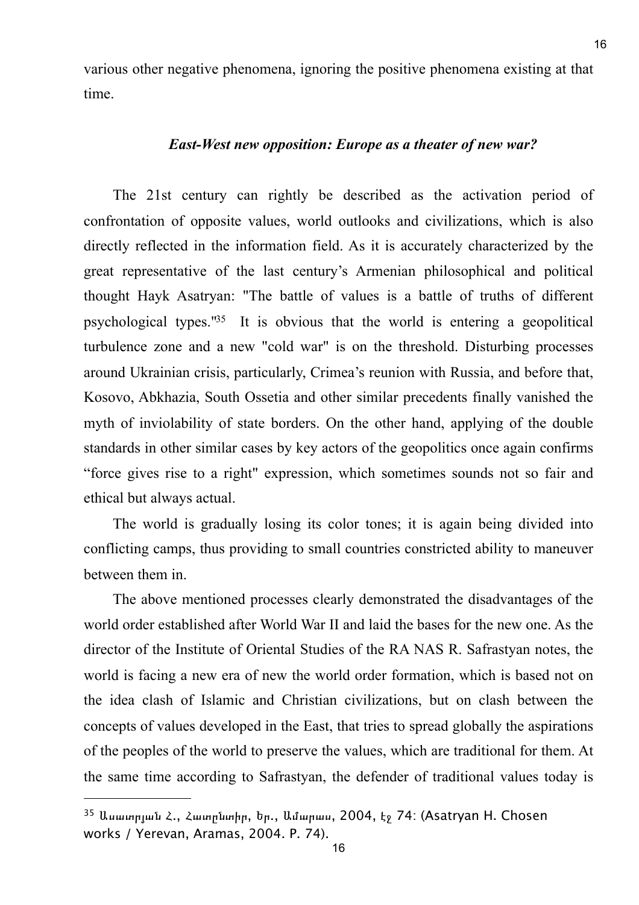various other negative phenomena, ignoring the positive phenomena existing at that time.

### *East-West new opposition: Europe as a theater of new war?*

The 21st century can rightly be described as the activation period of confrontation of opposite values, world outlooks and civilizations, which is also directly reflected in the information field. As it is accurately characterized by the great representative of the last century's Armenian philosophical and political thought Hayk Asatryan: "The battle of values is a battle of truths of different psychological types."[35] It is obvious that the world is entering a geopolitical turbulence zone and a new "cold war" is on the threshold. Disturbing processes around Ukrainian crisis, particularly, Crimea's reunion with Russia, and before that, Kosovo, Abkhazia, South Ossetia and other similar precedents finally vanished the myth of inviolability of state borders. On the other hand, applying of the double standards in other similar cases by key actors of the geopolitics once again confirms "force gives rise to a right" expression, which sometimes sounds not so fair and ethical but always actual.

The world is gradually losing its color tones; it is again being divided into conflicting camps, thus providing to small countries constricted ability to maneuver between them in.

The above mentioned processes clearly demonstrated the disadvantages of the world order established after World War II and laid the bases for the new one. As the director of the Institute of Oriental Studies of the RA NAS R. Safrastyan notes, the world is facing a new era of new the world order formation, which is based not on the idea clash of Islamic and Christian civilizations, but on clash between the concepts of values developed in the East, that tries to spread globally the aspirations of the peoples of the world to preserve the values, which are traditional for them. At the same time according to Safrastyan, the defender of traditional values today is

---

[35] Ասատրյան Հ., Հատընտիր, Եր., Ամարաս, 2004, էջ 74: (Asatryan H. Chosen works / Yerevan, Aramas, 2004. P. 74).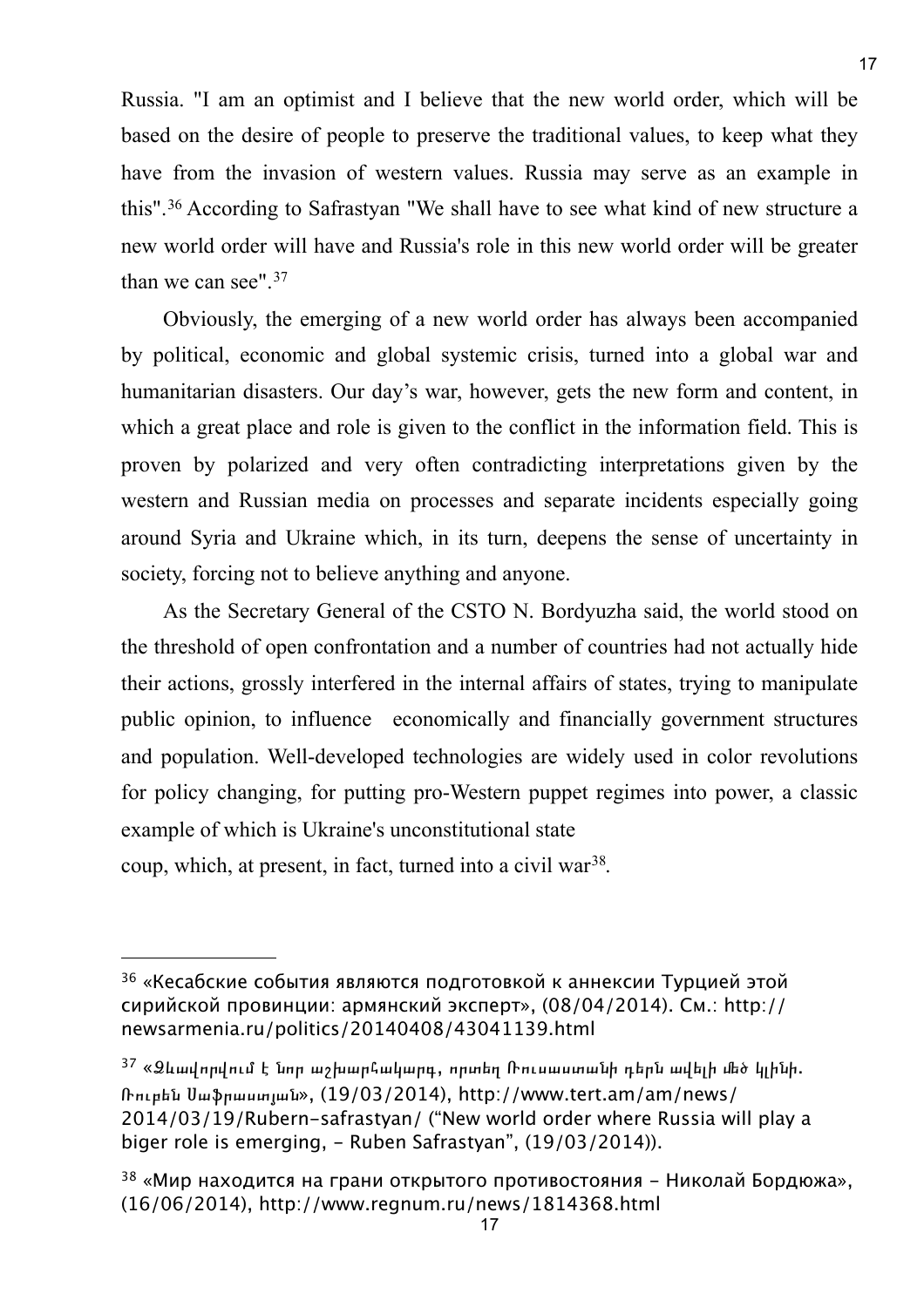Russia. "I am an optimist and I believe that the new world order, which will be based on the desire of people to preserve the traditional values, to keep what they have from the invasion of western values. Russia may serve as an example in this".[36] According to Safrastyan "We shall have to see what kind of new structure a new world order will have and Russia's role in this new world order will be greater than we can see".[37]

Obviously, the emerging of a new world order has always been accompanied by political, economic and global systemic crisis, turned into a global war and humanitarian disasters. Our day's war, however, gets the new form and content, in which a great place and role is given to the conflict in the information field. This is proven by polarized and very often contradicting interpretations given by the western and Russian media on processes and separate incidents especially going around Syria and Ukraine which, in its turn, deepens the sense of uncertainty in society, forcing not to believe anything and anyone.

As the Secretary General of the CSTO N. Bordyuzha said, the world stood on the threshold of open confrontation and a number of countries had not actually hide their actions, grossly interfered in the internal affairs of states, trying to manipulate public opinion, to influence economically and financially government structures and population. Well-developed technologies are widely used in color revolutions for policy changing, for putting pro-Western puppet regimes into power, a classic example of which is Ukraine's unconstitutional state coup, which, at present, in fact, turned into a civil war[38].

---

[36] «Кесабские события являются подготовкой к аннексии Турцией этой сирийской провинции: армянский эксперт», (08/04/2014). См.: http://newsarmenia.ru/politics/20140408/43041139.html

[37] «Ձևավորվում է նոր աշխարհակարգ, որտեղ Ռուսաստանի դերն ավելի մեծ կլինի. Ռուբեն Սաֆրաստյան», (19/03/2014), http://www.tert.am/am/news/2014/03/19/Rubern-safrastyan/ ("New world order where Russia will play a biger role is emerging, - Ruben Safrastyan", (19/03/2014)).

[38] «Мир находится на грани открытого противостояния - Николай Бордюжа», (16/06/2014), http://www.regnum.ru/news/1814368.html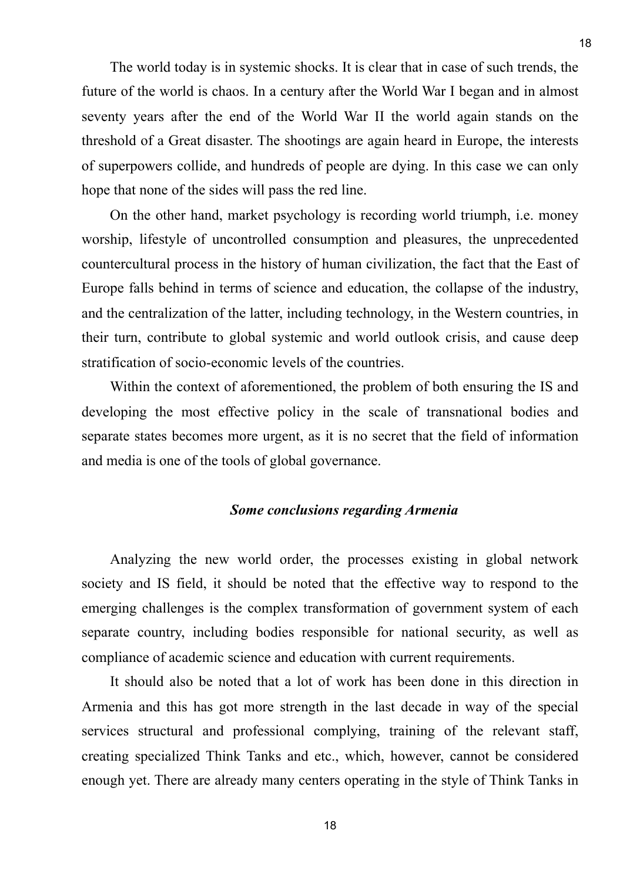The world today is in systemic shocks. It is clear that in case of such trends, the future of the world is chaos. In a century after the World War I began and in almost seventy years after the end of the World War II the world again stands on the threshold of a Great disaster. The shootings are again heard in Europe, the interests of superpowers collide, and hundreds of people are dying. In this case we can only hope that none of the sides will pass the red line.

On the other hand, market psychology is recording world triumph, i.e. money worship, lifestyle of uncontrolled consumption and pleasures, the unprecedented countercultural process in the history of human civilization, the fact that the East of Europe falls behind in terms of science and education, the collapse of the industry, and the centralization of the latter, including technology, in the Western countries, in their turn, contribute to global systemic and world outlook crisis, and cause deep stratification of socio-economic levels of the countries.

Within the context of aforementioned, the problem of both ensuring the IS and developing the most effective policy in the scale of transnational bodies and separate states becomes more urgent, as it is no secret that the field of information and media is one of the tools of global governance.

### *Some conclusions regarding Armenia*

Analyzing the new world order, the processes existing in global network society and IS field, it should be noted that the effective way to respond to the emerging challenges is the complex transformation of government system of each separate country, including bodies responsible for national security, as well as compliance of academic science and education with current requirements.

It should also be noted that a lot of work has been done in this direction in Armenia and this has got more strength in the last decade in way of the special services structural and professional complying, training of the relevant staff, creating specialized Think Tanks and etc., which, however, cannot be considered enough yet. There are already many centers operating in the style of Think Tanks in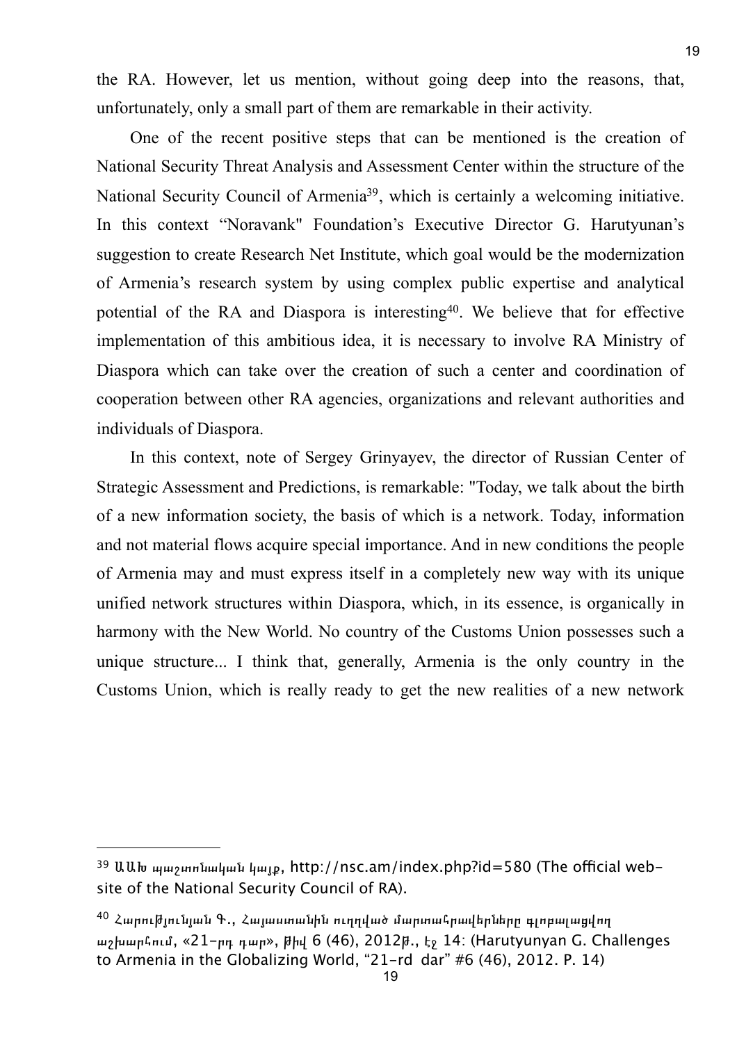the RA. However, let us mention, without going deep into the reasons, that, unfortunately, only a small part of them are remarkable in their activity.

One of the recent positive steps that can be mentioned is the creation of National Security Threat Analysis and Assessment Center within the structure of the National Security Council of Armenia[39], which is certainly a welcoming initiative. In this context “Noravank" Foundation’s Executive Director G. Harutyunan’s suggestion to create Research Net Institute, which goal would be the modernization of Armenia’s research system by using complex public expertise and analytical potential of the RA and Diaspora is interesting[40]. We believe that for effective implementation of this ambitious idea, it is necessary to involve RA Ministry of Diaspora which can take over the creation of such a center and coordination of cooperation between other RA agencies, organizations and relevant authorities and individuals of Diaspora.

In this context, note of Sergey Grinyayev, the director of Russian Center of Strategic Assessment and Predictions, is remarkable: "Today, we talk about the birth of a new information society, the basis of which is a network. Today, information and not material flows acquire special importance. And in new conditions the people of Armenia may and must express itself in a completely new way with its unique unified network structures within Diaspora, which, in its essence, is organically in harmony with the New World. No country of the Customs Union possesses such a unique structure... I think that, generally, Armenia is the only country in the Customs Union, which is really ready to get the new realities of a new network

---

[39] ԱԱԽ պաշտոնական կայք, http://nsc.am/index.php?id=580 (The official web-site of the National Security Council of RA).

[40] Հարությունյան Գ., Հայաստանին ուղղված մարտահրավերները գլոբալացվող աշխարհում, «21-րդ դար», թիվ 6 (46), 2012թ., էջ 14: (Harutyunyan G. Challenges to Armenia in the Globalizing World, “21-rd dar” #6 (46), 2012. P. 14)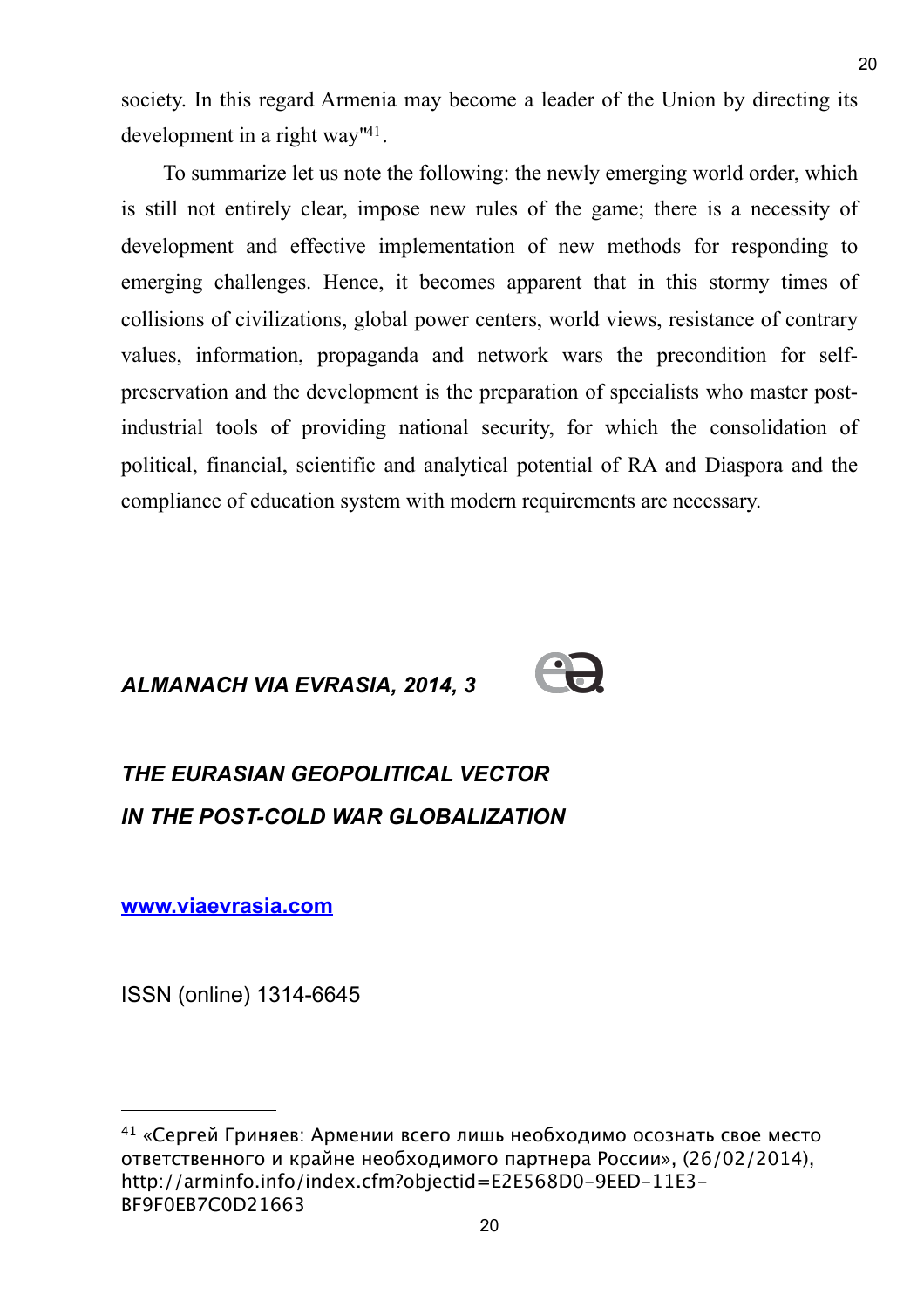society. In this regard Armenia may become a leader of the Union by directing its development in a right way"[41].

To summarize let us note the following: the newly emerging world order, which is still not entirely clear, impose new rules of the game; there is a necessity of development and effective implementation of new methods for responding to emerging challenges. Hence, it becomes apparent that in this stormy times of collisions of civilizations, global power centers, world views, resistance of contrary values, information, propaganda and network wars the precondition for self-preservation and the development is the preparation of specialists who master post-industrial tools of providing national security, for which the consolidation of political, financial, scientific and analytical potential of RA and Diaspora and the compliance of education system with modern requirements are necessary.

***ALMANACH VIA EVRASIA, 2014, 3***

***THE EURASIAN GEOPOLITICAL VECTOR***

***IN THE POST-COLD WAR GLOBALIZATION***

[www.viaevrasia.com](http://www.viaevrasia.com)

ISSN (online) 1314-6645

---

[41] «Сергей Гриняев: Армении всего лишь необходимо осознать свое место ответственного и крайне необходимого партнера России», (26/02/2014), http://arminfo.info/index.cfm?objectid=E2E568D0-9EED-11E3-BF9F0EB7C0D21663